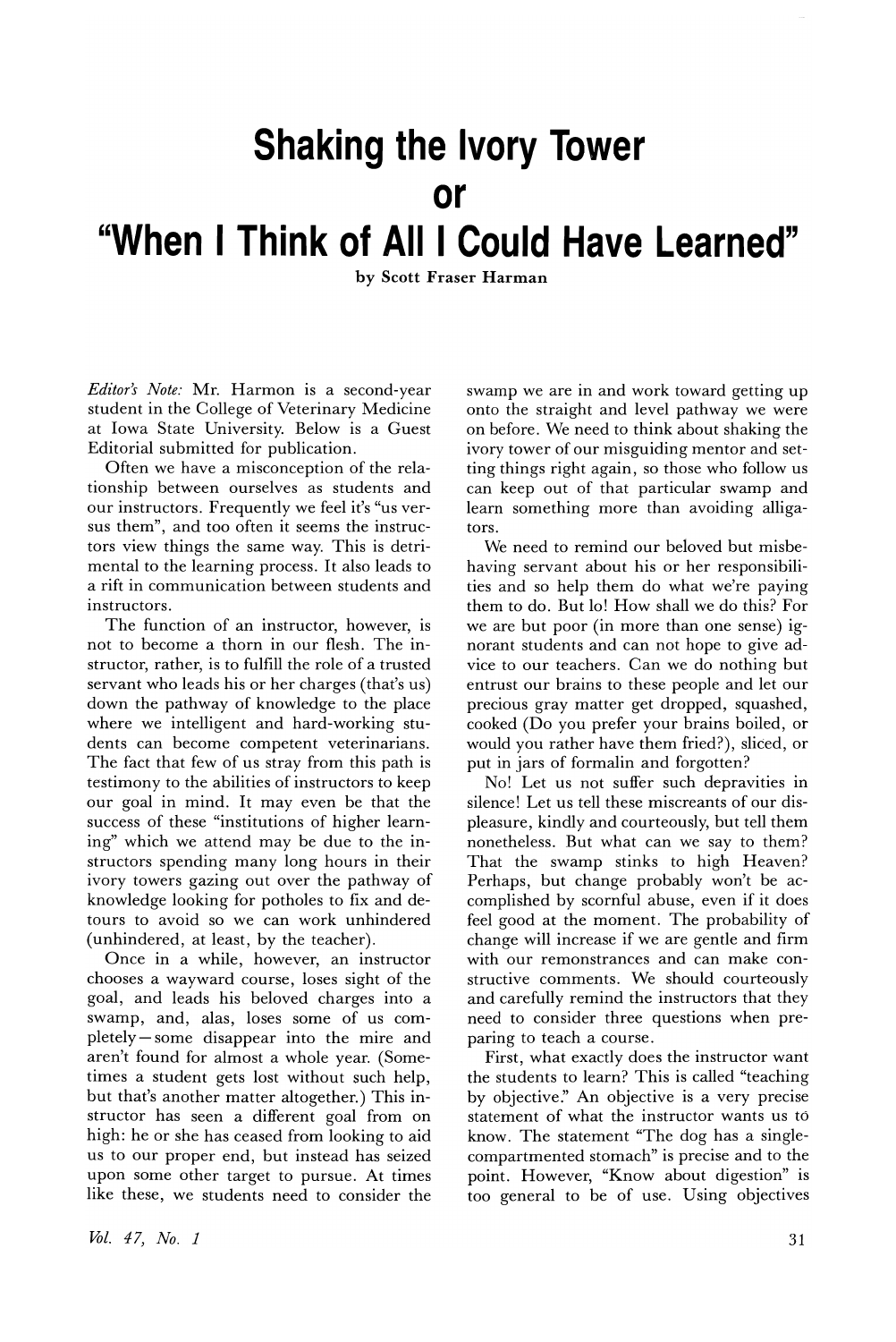# Shaking the Ivory Tower or "When I Think of All I Could Have Learned"

by Scott Fraser Harman

*Editor's Note:* Mr. Harmon is a second-year student in the College of Veterinary Medicine at Iowa State University. Below is a Guest Editorial submitted for publication.

Often we have a misconception of the relationship between ourselves as students and our instructors. Frequently we feel it's "us versus them", and too often it seems the instructors view things the same way. This is detrimental to the learning process. It also leads to a rift in communication between students and instructors.

The function of an instructor, however, is not to become a thorn in our flesh. The instructor, rather, is to fulfill the role of a trusted servant who leads his or her charges (that's us) down the pathway of knowledge to the place where we intelligent and hard-working students can become competent veterinarians. The fact that few of us stray from this path is testimony to the abilities of instructors to keep our goal in mind. It may even be that the success of these "institutions of higher learning" which we attend may be due to the instructors spending many long hours in their ivory towers gazing out over the pathway of knowledge looking for potholes to fix and detours to avoid so we can work unhindered (unhindered, at least, by the teacher).

Once in a while, however, an instructor chooses a wayward course, loses sight of the goal, and leads his beloved charges into a swamp, and, alas, loses some of us completely—some disappear into the mire and aren't found for almost a whole year. (Sometimes a student gets lost without such help, but that's another matter altogether.) This instructor has seen a different goal from on high: he or she has ceased from looking to aid us to our proper end, but instead has seized upon some other target to pursue. At times like these, we students need to consider the swamp we are in and work toward getting up onto the straight and level pathway we were on before. We need to think about shaking the ivory tower of our misguiding mentor and setting things right again, so those who follow us can keep out of that particular swamp and learn something more than avoiding alligators.

We need to remind our beloved but misbehaving servant about his or her responsibilities and so help them do what we're paying them to do. But lo! How shall we do this? For we are but poor (in more than one sense) ignorant students and can not hope to give advice to our teachers. Can we do nothing but entrust our brains to these people and let our precious gray matter get dropped, squashed, cooked (Do you prefer your brains boiled, or would you rather have them fried?), sliced, or put in jars of formalin and forgotten?

No! Let us not suffer such depravities in silence! Let us tell these miscreants of our displeasure, kindly and courteously, but tell them nonetheless. But what can we say to them? That the swamp stinks to high Heaven? Perhaps, but change probably won't be accomplished by scornful abuse, even if it does feel good at the moment. The probability of change will increase if we are gentle and firm with our remonstrances and can make constructive comments. We should courteously and carefully remind the instructors that they need to consider three questions when preparing to teach a course.

First, what exactly does the instructor want the students to learn? This is called "teaching by objective." An objective is a very precise statement of what the instructor wants us to know. The statement "The dog has a single-compartmented stomach" is precise and to the point. However, "Know about digestion" is too general to be of use. Using objectives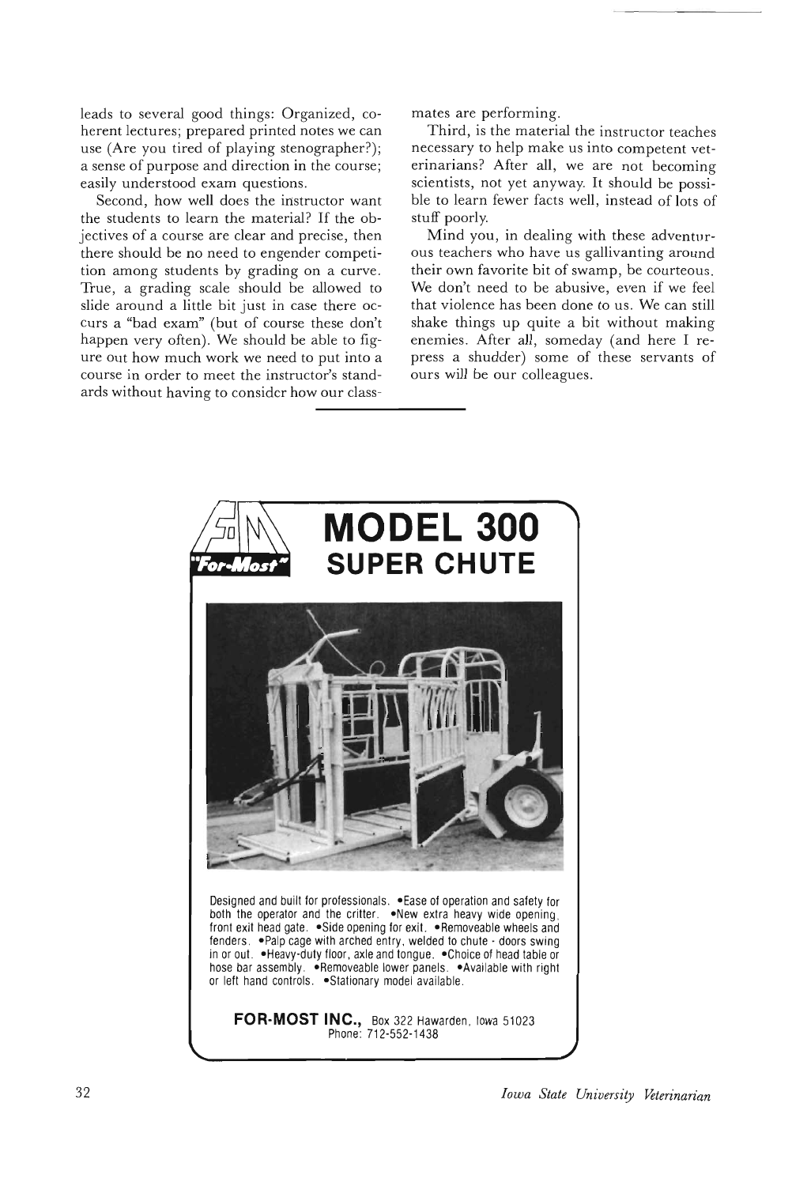leads to several good things: Organized, coherent lectures; prepared printed notes we can use (Are you tired of playing stenographer?); a sense of purpose and direction in the course; easily understood exam questions.

Second, how well does the instructor want the students to learn the material? If the objectives of a course are clear and precise, then there should be no need to engender competition among students by grading on a curve. True, a grading scale should be allowed to slide around a little bit just in case there occurs a "bad exam" (but of course these don't happen very often). We should be able to figure out how much work we need to put into a course in order to meet the instructor's standards without having to consider how our classmates are performing.

Third, is the material the instructor teaches necessary to help make us into competent veterinarians? After all, we are not becoming scientists, not yet anyway. It should be possible to learn fewer facts well, instead of lots of stuff poorly.

Mind you, in dealing with these adventurous teachers who have us gallivanting around their own favorite bit of swamp, be courteous. We don't need to be abusive, even if we feel that violence has been done to us. We can still shake things up quite a bit without making enemies. After all, someday (and here I repress a shudder) some of these servants of ours will be our colleagues.

---

"For-Most"

# MODEL 300
## SUPER CHUTE

Designed and built for professionals. •Ease of operation and safety for both the operator and the critter. •New extra heavy wide opening, front exit head gate. •Side opening for exit. •Removeable wheels and fenders. •Palp cage with arched entry, welded to chute - doors swing in or out. •Heavy-duty floor, axle and tongue. •Choice of head table or hose bar assembly. •Removeable lower panels. •Available with right or left hand controls. •Stationary model available.

**FOR-MOST INC.,** Box 322 Hawarden, Iowa 51023
Phone: 712-552-1438